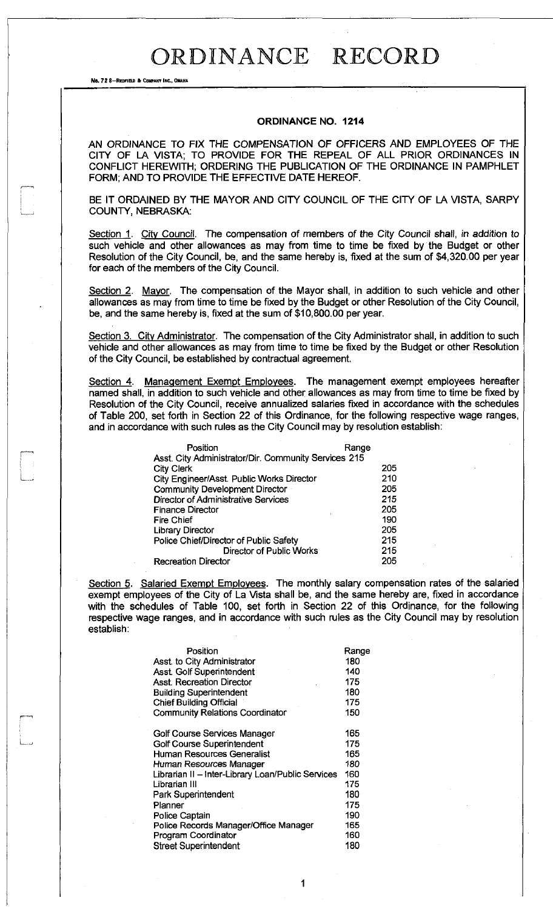# ORDINANCE RECORD

No. 72 8—REDFIELD & COMPANY INC., OMAHA

## ORDINANCE NO. 1214

AN ORDINANCE TO FIX THE COMPENSATION OF OFFICERS AND EMPLOYEES OF THE CITY OF LA VISTA; TO PROVIDE FOR THE REPEAL OF ALL PRIOR ORDINANCES IN CONFLICT HEREWITH; ORDERING THE PUBLICATION OF THE ORDINANCE IN PAMPHLET FORM; AND TO PROVIDE THE EFFECTIVE DATE HEREOF.

BE IT ORDAINED BY THE MAYOR AND CITY COUNCIL OF THE CITY OF LA VISTA, SARPY COUNTY, NEBRASKA:

Section 1. City Council. The compensation of members of the City Council shall, in addition to such vehicle and other allowances as may from time to time be fixed by the Budget or other Resolution of the City Council, be, and the same hereby is, fixed at the sum of $4,320.00 per year for each of the members of the City Council.

Section 2. Mayor. The compensation of the Mayor shall, in addition to such vehicle and other allowances as may from time to time be fixed by the Budget or other Resolution of the City Council, be, and the same hereby is, fixed at the sum of $10,800.00 per year.

Section 3. City Administrator. The compensation of the City Administrator shall, in addition to such vehicle and other allowances as may from time to time be fixed by the Budget or other Resolution of the City Council, be established by contractual agreement.

Section 4. Management Exempt Employees. The management exempt employees hereafter named shall, in addition to such vehicle and other allowances as may from time to time be fixed by Resolution of the City Council, receive annualized salaries fixed in accordance with the schedules of Table 200, set forth in Section 22 of this Ordinance, for the following respective wage ranges, and in accordance with such rules as the City Council may by resolution establish:

| Position | Range |
|---|---|
| Asst. City Administrator/Dir. Community Services | 215 |
| City Clerk | 205 |
| City Engineer/Asst. Public Works Director | 210 |
| Community Development Director | 205 |
| Director of Administrative Services | 215 |
| Finance Director | 205 |
| Fire Chief | 190 |
| Library Director | 205 |
| Police Chief/Director of Public Safety | 215 |
| Director of Public Works | 215 |
| Recreation Director | 205 |

Section 5. Salaried Exempt Employees. The monthly salary compensation rates of the salaried exempt employees of the City of La Vista shall be, and the same hereby are, fixed in accordance with the schedules of Table 100, set forth in Section 22 of this Ordinance, for the following respective wage ranges, and in accordance with such rules as the City Council may by resolution establish:

| Position | Range |
|---|---|
| Asst. to City Administrator | 180 |
| Asst. Golf Superintendent | 140 |
| Asst. Recreation Director | 175 |
| Building Superintendent | 180 |
| Chief Building Official | 175 |
| Community Relations Coordinator | 150 |
| Golf Course Services Manager | 165 |
| Golf Course Superintendent | 175 |
| Human Resources Generalist | 165 |
| Human Resources Manager | 180 |
| Librarian II – Inter-Library Loan/Public Services | 160 |
| Librarian III | 175 |
| Park Superintendent | 180 |
| Planner | 175 |
| Police Captain | 190 |
| Police Records Manager/Office Manager | 165 |
| Program Coordinator | 160 |
| Street Superintendent | 180 |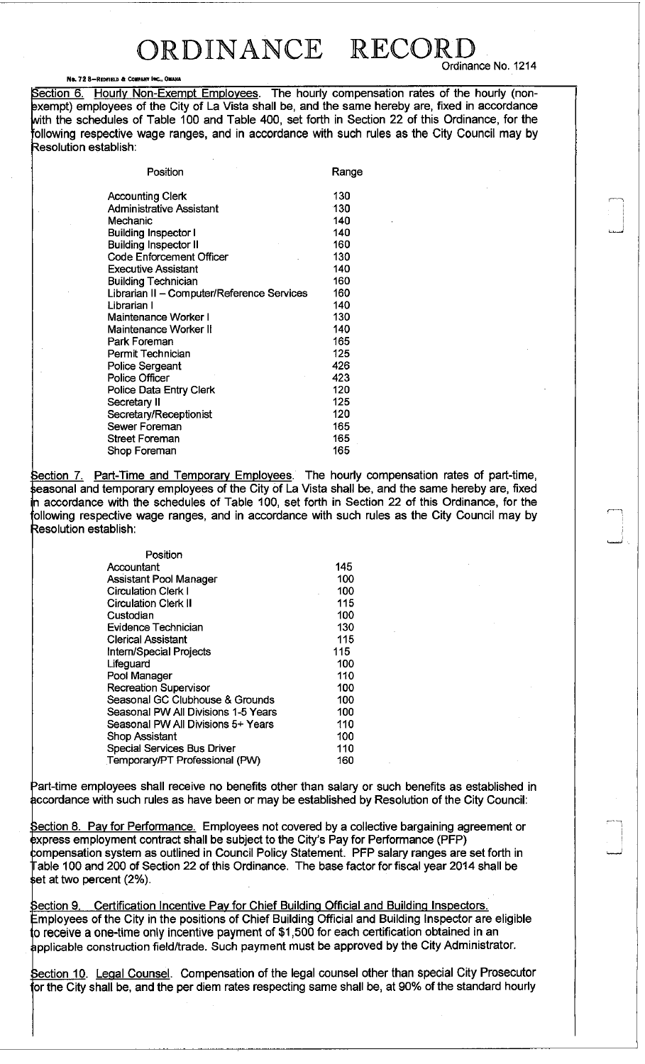# ORDINANCE RECORD

Ordinance No. 1214

Section 6. Hourly Non-Exempt Employees. The hourly compensation rates of the hourly (non-exempt) employees of the City of La Vista shall be, and the same hereby are, fixed in accordance with the schedules of Table 100 and Table 400, set forth in Section 22 of this Ordinance, for the following respective wage ranges, and in accordance with such rules as the City Council may by Resolution establish:

| Position | Range |
|---|---|
| Accounting Clerk | 130 |
| Administrative Assistant | 130 |
| Mechanic | 140 |
| Building Inspector I | 140 |
| Building Inspector II | 160 |
| Code Enforcement Officer | 130 |
| Executive Assistant | 140 |
| Building Technician | 160 |
| Librarian II – Computer/Reference Services | 160 |
| Librarian I | 140 |
| Maintenance Worker I | 130 |
| Maintenance Worker II | 140 |
| Park Foreman | 165 |
| Permit Technician | 125 |
| Police Sergeant | 426 |
| Police Officer | 423 |
| Police Data Entry Clerk | 120 |
| Secretary II | 125 |
| Secretary/Receptionist | 120 |
| Sewer Foreman | 165 |
| Street Foreman | 165 |
| Shop Foreman | 165 |

Section 7. Part-Time and Temporary Employees. The hourly compensation rates of part-time, seasonal and temporary employees of the City of La Vista shall be, and the same hereby are, fixed in accordance with the schedules of Table 100, set forth in Section 22 of this Ordinance, for the following respective wage ranges, and in accordance with such rules as the City Council may by Resolution establish:

| Position | |
|---|---|
| Accountant | 145 |
| Assistant Pool Manager | 100 |
| Circulation Clerk I | 100 |
| Circulation Clerk II | 115 |
| Custodian | 100 |
| Evidence Technician | 130 |
| Clerical Assistant | 115 |
| Intern/Special Projects | 115 |
| Lifeguard | 100 |
| Pool Manager | 110 |
| Recreation Supervisor | 100 |
| Seasonal GC Clubhouse & Grounds | 100 |
| Seasonal PW All Divisions 1-5 Years | 100 |
| Seasonal PW All Divisions 5+ Years | 110 |
| Shop Assistant | 100 |
| Special Services Bus Driver | 110 |
| Temporary/PT Professional (PW) | 160 |

Part-time employees shall receive no benefits other than salary or such benefits as established in accordance with such rules as have been or may be established by Resolution of the City Council:

Section 8. Pay for Performance. Employees not covered by a collective bargaining agreement or express employment contract shall be subject to the City's Pay for Performance (PFP) compensation system as outlined in Council Policy Statement. PFP salary ranges are set forth in Table 100 and 200 of Section 22 of this Ordinance. The base factor for fiscal year 2014 shall be set at two percent (2%).

Section 9. Certification Incentive Pay for Chief Building Official and Building Inspectors. Employees of the City in the positions of Chief Building Official and Building Inspector are eligible to receive a one-time only incentive payment of $1,500 for each certification obtained in an applicable construction field/trade. Such payment must be approved by the City Administrator.

Section 10. Legal Counsel. Compensation of the legal counsel other than special City Prosecutor for the City shall be, and the per diem rates respecting same shall be, at 90% of the standard hourly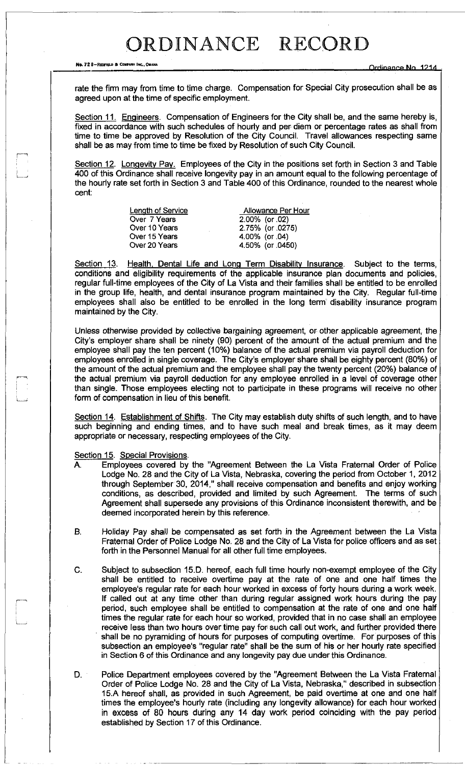rate the firm may from time to time charge. Compensation for Special City prosecution shall be as agreed upon at the time of specific employment.

Section 11. Engineers. Compensation of Engineers for the City shall be, and the same hereby is, fixed in accordance with such schedules of hourly and per diem or percentage rates as shall from time to time be approved by Resolution of the City Council. Travel allowances respecting same shall be as may from time to time be fixed by Resolution of such City Council.

Section 12. Longevity Pay. Employees of the City in the positions set forth in Section 3 and Table 400 of this Ordinance shall receive longevity pay in an amount equal to the following percentage of the hourly rate set forth in Section 3 and Table 400 of this Ordinance, rounded to the nearest whole cent:

| Length of Service | Allowance Per Hour |
|---|---|
| Over 7 Years | 2.00% (or .02) |
| Over 10 Years | 2.75% (or .0275) |
| Over 15 Years | 4.00% (or .04) |
| Over 20 Years | 4.50% (or .0450) |

Section 13. Health, Dental Life and Long Term Disability Insurance. Subject to the terms, conditions and eligibility requirements of the applicable insurance plan documents and policies, regular full-time employees of the City of La Vista and their families shall be entitled to be enrolled in the group life, health, and dental insurance program maintained by the City. Regular full-time employees shall also be entitled to be enrolled in the long term disability insurance program maintained by the City.

Unless otherwise provided by collective bargaining agreement, or other applicable agreement, the City's employer share shall be ninety (90) percent of the amount of the actual premium and the employee shall pay the ten percent (10%) balance of the actual premium via payroll deduction for employees enrolled in single coverage. The City's employer share shall be eighty percent (80%) of the amount of the actual premium and the employee shall pay the twenty percent (20%) balance of the actual premium via payroll deduction for any employee enrolled in a level of coverage other than single. Those employees electing not to participate in these programs will receive no other form of compensation in lieu of this benefit.

Section 14. Establishment of Shifts. The City may establish duty shifts of such length, and to have such beginning and ending times, and to have such meal and break times, as it may deem appropriate or necessary, respecting employees of the City.

Section 15. Special Provisions.

A. Employees covered by the "Agreement Between the La Vista Fraternal Order of Police Lodge No. 28 and the City of La Vista, Nebraska, covering the period from October 1, 2012 through September 30, 2014," shall receive compensation and benefits and enjoy working conditions, as described, provided and limited by such Agreement. The terms of such Agreement shall supersede any provisions of this Ordinance inconsistent therewith, and be deemed incorporated herein by this reference.

B. Holiday Pay shall be compensated as set forth in the Agreement between the La Vista Fraternal Order of Police Lodge No. 28 and the City of La Vista for police officers and as set forth in the Personnel Manual for all other full time employees.

C. Subject to subsection 15.D. hereof, each full time hourly non-exempt employee of the City shall be entitled to receive overtime pay at the rate of one and one half times the employee's regular rate for each hour worked in excess of forty hours during a work week. If called out at any time other than during regular assigned work hours during the pay period, such employee shall be entitled to compensation at the rate of one and one half times the regular rate for each hour so worked, provided that in no case shall an employee receive less than two hours over time pay for such call out work, and further provided there shall be no pyramiding of hours for purposes of computing overtime. For purposes of this subsection an employee's "regular rate" shall be the sum of his or her hourly rate specified in Section 6 of this Ordinance and any longevity pay due under this Ordinance.

D. Police Department employees covered by the "Agreement Between the La Vista Fraternal Order of Police Lodge No. 28 and the City of La Vista, Nebraska," described in subsection 15.A hereof shall, as provided in such Agreement, be paid overtime at one and one half times the employee's hourly rate (including any longevity allowance) for each hour worked in excess of 80 hours during any 14 day work period coinciding with the pay period established by Section 17 of this Ordinance.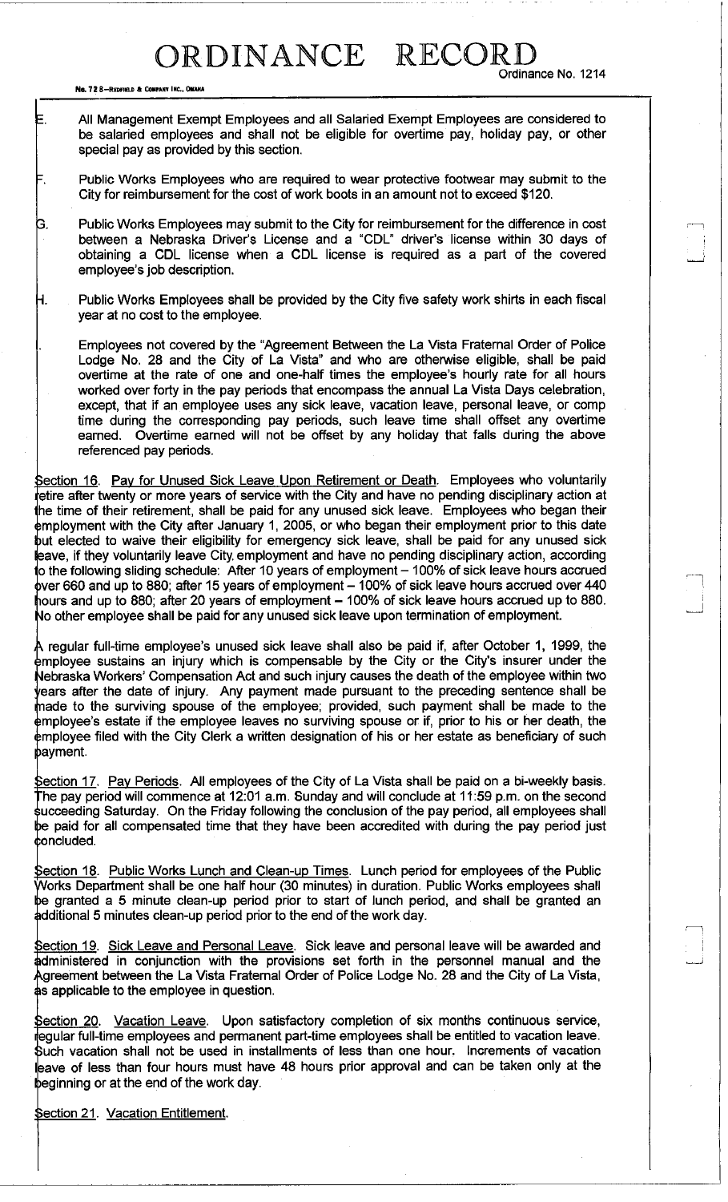E. All Management Exempt Employees and all Salaried Exempt Employees are considered to be salaried employees and shall not be eligible for overtime pay, holiday pay, or other special pay as provided by this section.

F. Public Works Employees who are required to wear protective footwear may submit to the City for reimbursement for the cost of work boots in an amount not to exceed $120.

G. Public Works Employees may submit to the City for reimbursement for the difference in cost between a Nebraska Driver's License and a "CDL" driver's license within 30 days of obtaining a CDL license when a CDL license is required as a part of the covered employee's job description.

H. Public Works Employees shall be provided by the City five safety work shirts in each fiscal year at no cost to the employee.

I. Employees not covered by the "Agreement Between the La Vista Fraternal Order of Police Lodge No. 28 and the City of La Vista" and who are otherwise eligible, shall be paid overtime at the rate of one and one-half times the employee's hourly rate for all hours worked over forty in the pay periods that encompass the annual La Vista Days celebration, except, that if an employee uses any sick leave, vacation leave, personal leave, or comp time during the corresponding pay periods, such leave time shall offset any overtime earned. Overtime earned will not be offset by any holiday that falls during the above referenced pay periods.

Section 16. Pay for Unused Sick Leave Upon Retirement or Death. Employees who voluntarily retire after twenty or more years of service with the City and have no pending disciplinary action at the time of their retirement, shall be paid for any unused sick leave. Employees who began their employment with the City after January 1, 2005, or who began their employment prior to this date but elected to waive their eligibility for emergency sick leave, shall be paid for any unused sick leave, if they voluntarily leave City employment and have no pending disciplinary action, according to the following sliding schedule: After 10 years of employment – 100% of sick leave hours accrued over 660 and up to 880; after 15 years of employment – 100% of sick leave hours accrued over 440 hours and up to 880; after 20 years of employment – 100% of sick leave hours accrued up to 880. No other employee shall be paid for any unused sick leave upon termination of employment.

A regular full-time employee's unused sick leave shall also be paid if, after October 1, 1999, the employee sustains an injury which is compensable by the City or the City's insurer under the Nebraska Workers' Compensation Act and such injury causes the death of the employee within two years after the date of injury. Any payment made pursuant to the preceding sentence shall be made to the surviving spouse of the employee; provided, such payment shall be made to the employee's estate if the employee leaves no surviving spouse or if, prior to his or her death, the employee filed with the City Clerk a written designation of his or her estate as beneficiary of such payment.

Section 17. Pay Periods. All employees of the City of La Vista shall be paid on a bi-weekly basis. The pay period will commence at 12:01 a.m. Sunday and will conclude at 11:59 p.m. on the second succeeding Saturday. On the Friday following the conclusion of the pay period, all employees shall be paid for all compensated time that they have been accredited with during the pay period just concluded.

Section 18. Public Works Lunch and Clean-up Times. Lunch period for employees of the Public Works Department shall be one half hour (30 minutes) in duration. Public Works employees shall be granted a 5 minute clean-up period prior to start of lunch period, and shall be granted an additional 5 minutes clean-up period prior to the end of the work day.

Section 19. Sick Leave and Personal Leave. Sick leave and personal leave will be awarded and administered in conjunction with the provisions set forth in the personnel manual and the Agreement between the La Vista Fraternal Order of Police Lodge No. 28 and the City of La Vista, as applicable to the employee in question.

Section 20. Vacation Leave. Upon satisfactory completion of six months continuous service, regular full-time employees and permanent part-time employees shall be entitled to vacation leave. Such vacation shall not be used in installments of less than one hour. Increments of vacation leave of less than four hours must have 48 hours prior approval and can be taken only at the beginning or at the end of the work day.

Section 21. Vacation Entitlement.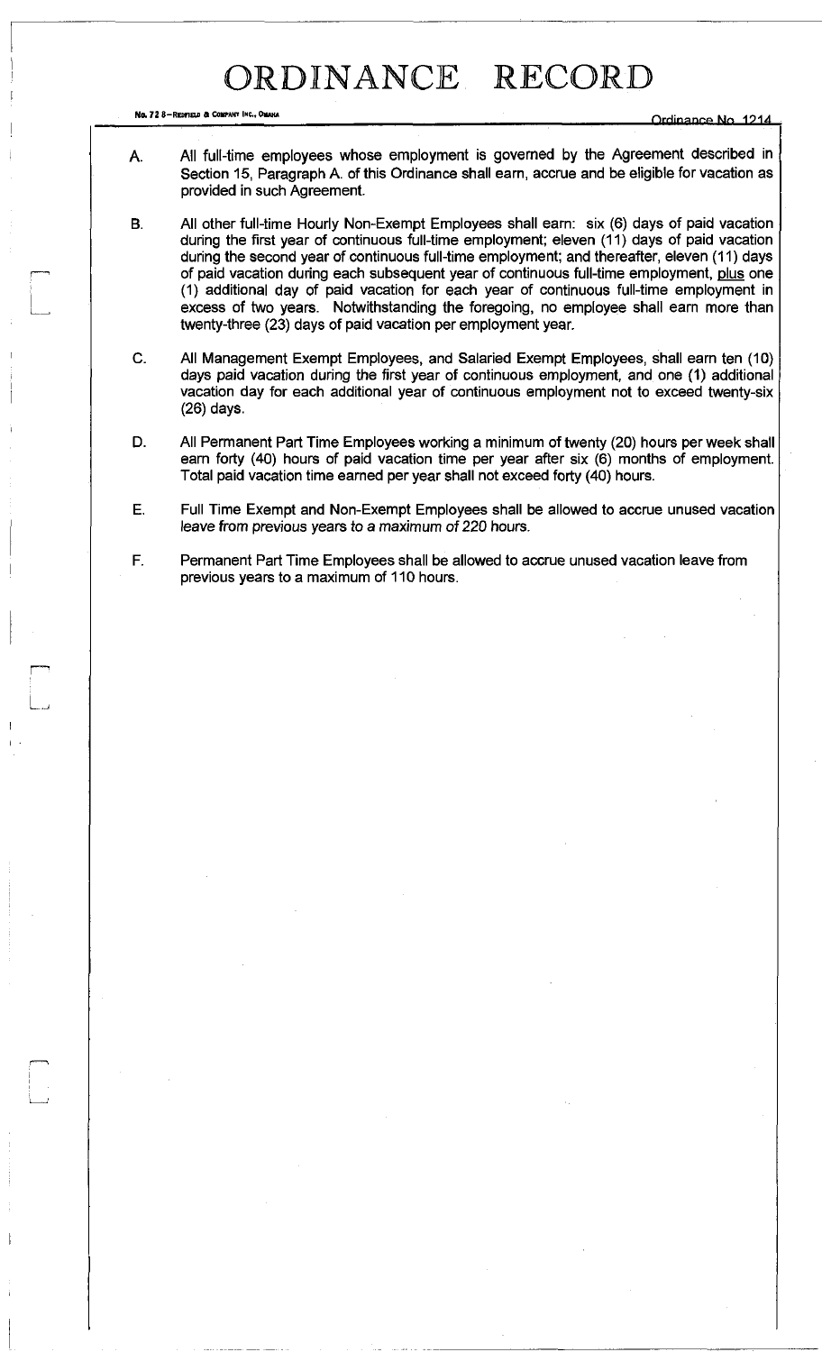A. All full-time employees whose employment is governed by the Agreement described in Section 15, Paragraph A. of this Ordinance shall earn, accrue and be eligible for vacation as provided in such Agreement.

B. All other full-time Hourly Non-Exempt Employees shall earn: six (6) days of paid vacation during the first year of continuous full-time employment; eleven (11) days of paid vacation during the second year of continuous full-time employment; and thereafter, eleven (11) days of paid vacation during each subsequent year of continuous full-time employment, plus one (1) additional day of paid vacation for each year of continuous full-time employment in excess of two years. Notwithstanding the foregoing, no employee shall earn more than twenty-three (23) days of paid vacation per employment year.

C. All Management Exempt Employees, and Salaried Exempt Employees, shall earn ten (10) days paid vacation during the first year of continuous employment, and one (1) additional vacation day for each additional year of continuous employment not to exceed twenty-six (26) days.

D. All Permanent Part Time Employees working a minimum of twenty (20) hours per week shall earn forty (40) hours of paid vacation time per year after six (6) months of employment. Total paid vacation time earned per year shall not exceed forty (40) hours.

E. Full Time Exempt and Non-Exempt Employees shall be allowed to accrue unused vacation leave from previous years to a maximum of 220 hours.

F. Permanent Part Time Employees shall be allowed to accrue unused vacation leave from previous years to a maximum of 110 hours.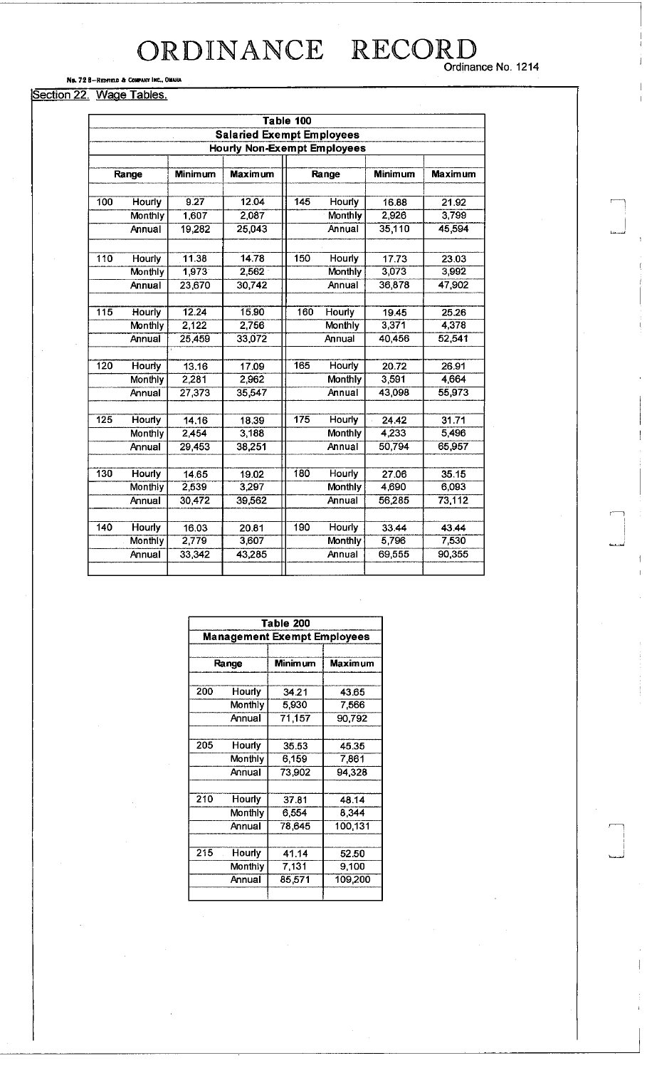# ORDINANCE RECORD

Ordinance No. 1214

## Section 22. Wage Tables.

| Table 100 | | | | | | | | |
|---|---|---|---|---|---|---|---|---|
| **Salaried Exempt Employees** | | | | | | | | |
| **Hourly Non-Exempt Employees** | | | | | | | | |
| **Range** | | **Minimum** | **Maximum** | **Range** | | **Minimum** | **Maximum** |
| 100 | Hourly | 9.27 | 12.04 | 145 | Hourly | 16.88 | 21.92 |
| | Monthly | 1,607 | 2,087 | | Monthly | 2,926 | 3,799 |
| | Annual | 19,282 | 25,043 | | Annual | 35,110 | 45,594 |
| 110 | Hourly | 11.38 | 14.78 | 150 | Hourly | 17.73 | 23.03 |
| | Monthly | 1,973 | 2,562 | | Monthly | 3,073 | 3,992 |
| | Annual | 23,670 | 30,742 | | Annual | 36,878 | 47,902 |
| 115 | Hourly | 12.24 | 15.90 | 160 | Hourly | 19.45 | 25.26 |
| | Monthly | 2,122 | 2,756 | | Monthly | 3,371 | 4,378 |
| | Annual | 25,459 | 33,072 | | Annual | 40,456 | 52,541 |
| 120 | Hourly | 13.16 | 17.09 | 165 | Hourly | 20.72 | 26.91 |
| | Monthly | 2,281 | 2,962 | | Monthly | 3,591 | 4,664 |
| | Annual | 27,373 | 35,547 | | Annual | 43,098 | 55,973 |
| 125 | Hourly | 14.16 | 18.39 | 175 | Hourly | 24.42 | 31.71 |
| | Monthly | 2,454 | 3,188 | | Monthly | 4,233 | 5,496 |
| | Annual | 29,453 | 38,251 | | Annual | 50,794 | 65,957 |
| 130 | Hourly | 14.65 | 19.02 | 180 | Hourly | 27.06 | 35.15 |
| | Monthly | 2,539 | 3,297 | | Monthly | 4,690 | 6,093 |
| | Annual | 30,472 | 39,562 | | Annual | 56,285 | 73,112 |
| 140 | Hourly | 16.03 | 20.81 | 190 | Hourly | 33.44 | 43.44 |
| | Monthly | 2,779 | 3,607 | | Monthly | 5,796 | 7,530 |
| | Annual | 33,342 | 43,285 | | Annual | 69,555 | 90,355 |

| Table 200 | | | |
|---|---|---|---|
| **Management Exempt Employees** | | | |
| **Range** | | **Minimum** | **Maximum** |
| 200 | Hourly | 34.21 | 43.65 |
| | Monthly | 5,930 | 7,566 |
| | Annual | 71,157 | 90,792 |
| 205 | Hourly | 35.53 | 45.35 |
| | Monthly | 6,159 | 7,861 |
| | Annual | 73,902 | 94,328 |
| 210 | Hourly | 37.81 | 48.14 |
| | Monthly | 6,554 | 8,344 |
| | Annual | 78,645 | 100,131 |
| 215 | Hourly | 41.14 | 52.50 |
| | Monthly | 7,131 | 9,100 |
| | Annual | 85,571 | 109,200 |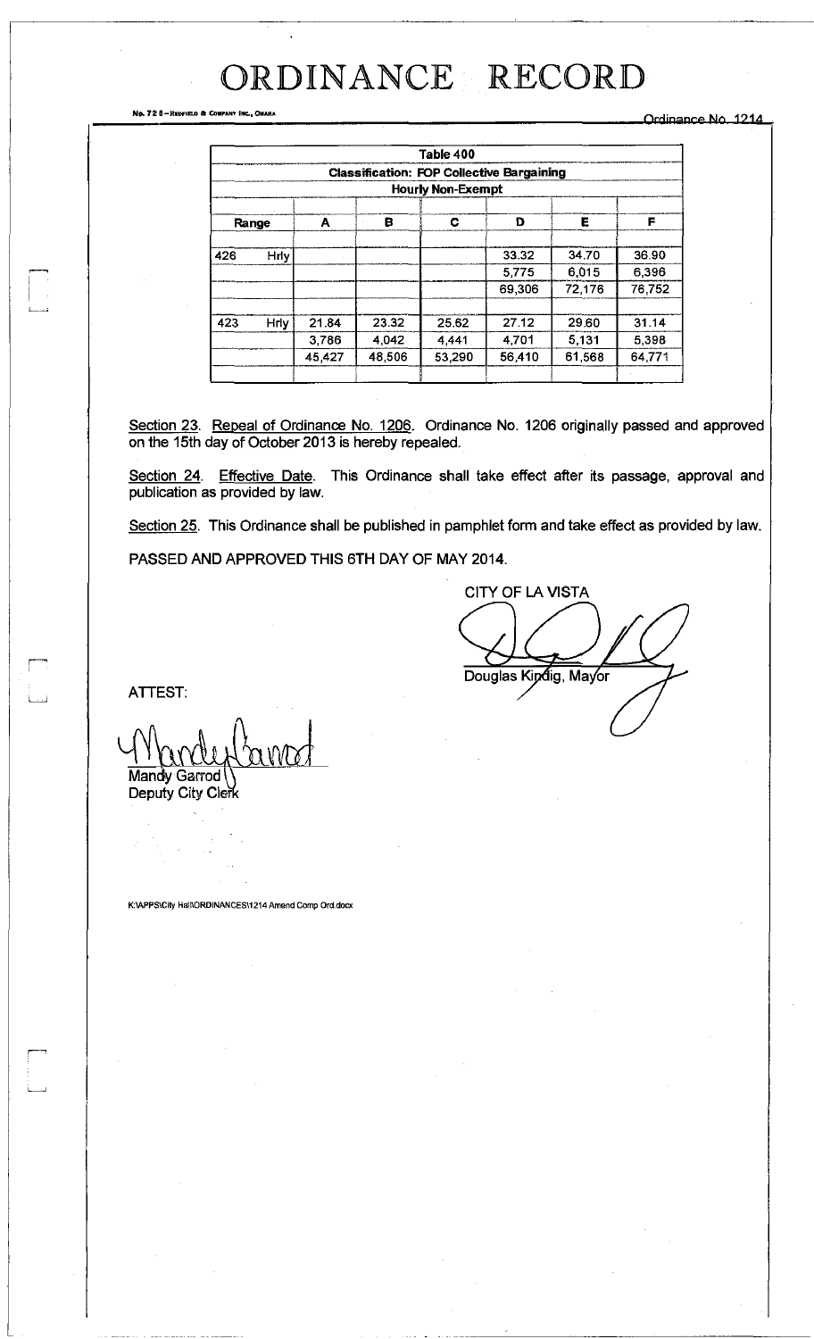# ORDINANCE RECORD

Ordinance No. 1214

| Table 400 | | | | | | | |
|---|---|---|---|---|---|---|---|
| **Classification: FOP Collective Bargaining** | | | | | | | |
| **Hourly Non-Exempt** | | | | | | | |
| **Range** | | **A** | **B** | **C** | **D** | **E** | **F** |
| 426 | Hrly | | | | 33.32 | 34.70 | 36.90 |
| | | | | | 5,775 | 6,015 | 6,396 |
| | | | | | 69,306 | 72,176 | 76,752 |
| 423 | Hrly | 21.84 | 23.32 | 25.62 | 27.12 | 29.60 | 31.14 |
| | | 3,786 | 4,042 | 4,441 | 4,701 | 5,131 | 5,398 |
| | | 45,427 | 48,506 | 53,290 | 56,410 | 61,568 | 64,771 |

Section 23. Repeal of Ordinance No. 1206. Ordinance No. 1206 originally passed and approved on the 15th day of October 2013 is hereby repealed.

Section 24. Effective Date. This Ordinance shall take effect after its passage, approval and publication as provided by law.

Section 25. This Ordinance shall be published in pamphlet form and take effect as provided by law.

PASSED AND APPROVED THIS 6TH DAY OF MAY 2014.

CITY OF LA VISTA

Douglas Kindig, Mayor

ATTEST:

Mandy Garrod
Deputy City Clerk

K:\APPS\City Hall\ORDINANCES\1214 Amend Comp Ord.docx